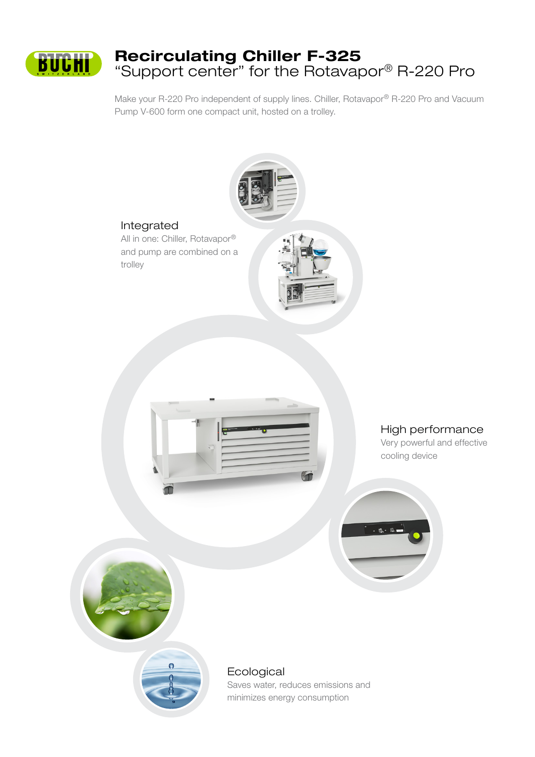# Recirculating Chiller F-325

## "Support center" for the Rotavapor® R-220 Pro

Make your R-220 Pro independent of supply lines. Chiller, Rotavapor® R-220 Pro and Vacuum Pump V-600 form one compact unit, hosted on a trolley.

### Integrated

All in one: Chiller, Rotavapor® and pump are combined on a trolley

### High performance

Very powerful and effective cooling device

### Ecological

Saves water, reduces emissions and minimizes energy consumption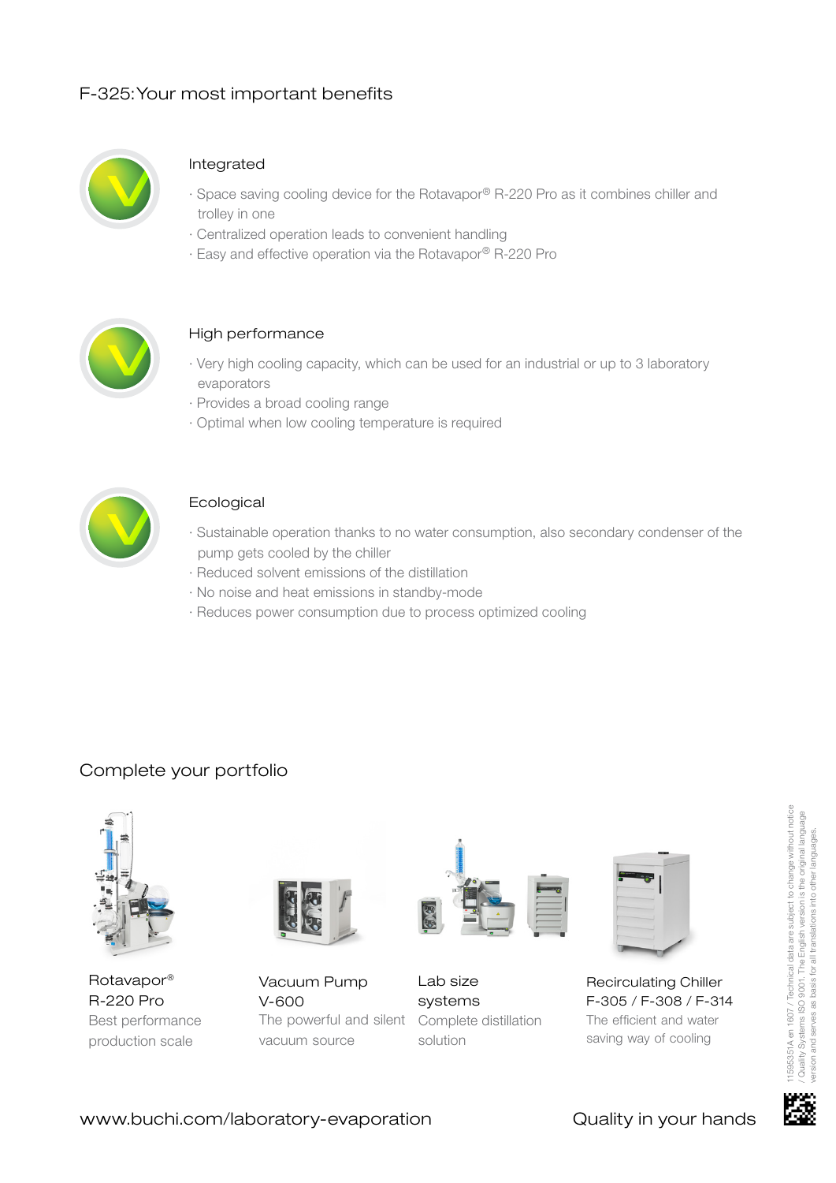## F-325: Your most important benefits

### Integrated

- Space saving cooling device for the Rotavapor® R-220 Pro as it combines chiller and trolley in one
- Centralized operation leads to convenient handling
- Easy and effective operation via the Rotavapor® R-220 Pro

### High performance

- Very high cooling capacity, which can be used for an industrial or up to 3 laboratory evaporators
- Provides a broad cooling range
- Optimal when low cooling temperature is required

### Ecological

- Sustainable operation thanks to no water consumption, also secondary condenser of the pump gets cooled by the chiller
- Reduced solvent emissions of the distillation
- No noise and heat emissions in standby-mode
- Reduces power consumption due to process optimized cooling

## Complete your portfolio

**Rotavapor® R-220 Pro**
Best performance production scale

**Vacuum Pump V-600**
The powerful and silent vacuum source

**Lab size systems**
Complete distillation solution

**Recirculating Chiller F-305 / F-308 / F-314**
The efficient and water saving way of cooling

11595351A en 1607 / Technical data are subject to change without notice / Quality Systems ISO 9001. The English version is the original language version and serves as basis for all translations into other languages.

www.buchi.com/laboratory-evaporation

Quality in your hands